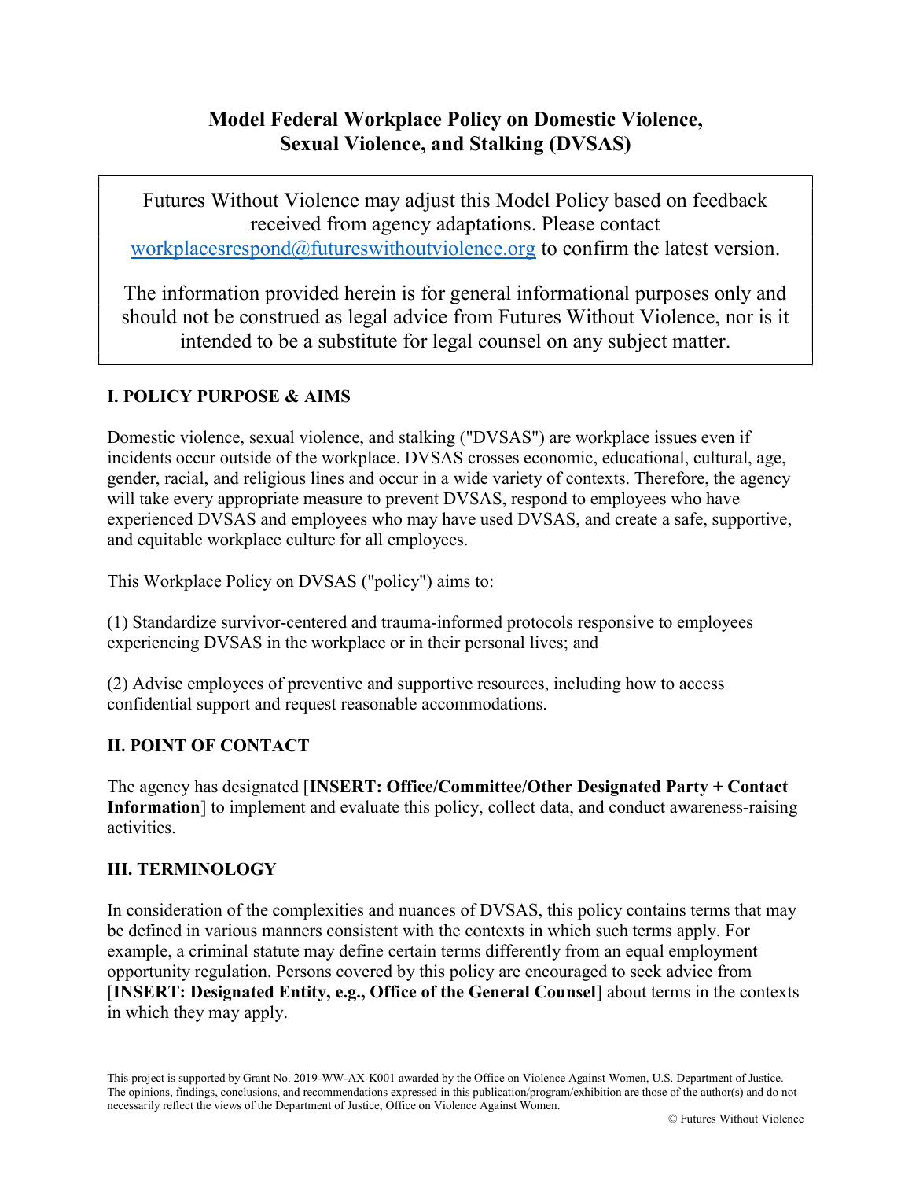# Model Federal Workplace Policy on Domestic Violence, Sexual Violence, and Stalking (DVSAS)

> Futures Without Violence may adjust this Model Policy based on feedback received from agency adaptations. Please contact workplacesrespond@futureswithoutviolence.org to confirm the latest version.
>
> The information provided herein is for general informational purposes only and should not be construed as legal advice from Futures Without Violence, nor is it intended to be a substitute for legal counsel on any subject matter.

## I. POLICY PURPOSE & AIMS

Domestic violence, sexual violence, and stalking ("DVSAS") are workplace issues even if incidents occur outside of the workplace. DVSAS crosses economic, educational, cultural, age, gender, racial, and religious lines and occur in a wide variety of contexts. Therefore, the agency will take every appropriate measure to prevent DVSAS, respond to employees who have experienced DVSAS and employees who may have used DVSAS, and create a safe, supportive, and equitable workplace culture for all employees.

This Workplace Policy on DVSAS ("policy") aims to:

(1) Standardize survivor-centered and trauma-informed protocols responsive to employees experiencing DVSAS in the workplace or in their personal lives; and

(2) Advise employees of preventive and supportive resources, including how to access confidential support and request reasonable accommodations.

## II. POINT OF CONTACT

The agency has designated [**INSERT: Office/Committee/Other Designated Party + Contact Information**] to implement and evaluate this policy, collect data, and conduct awareness-raising activities.

## III. TERMINOLOGY

In consideration of the complexities and nuances of DVSAS, this policy contains terms that may be defined in various manners consistent with the contexts in which such terms apply. For example, a criminal statute may define certain terms differently from an equal employment opportunity regulation. Persons covered by this policy are encouraged to seek advice from [**INSERT: Designated Entity, e.g., Office of the General Counsel**] about terms in the contexts in which they may apply.

This project is supported by Grant No. 2019-WW-AX-K001 awarded by the Office on Violence Against Women, U.S. Department of Justice. The opinions, findings, conclusions, and recommendations expressed in this publication/program/exhibition are those of the author(s) and do not necessarily reflect the views of the Department of Justice, Office on Violence Against Women.

© Futures Without Violence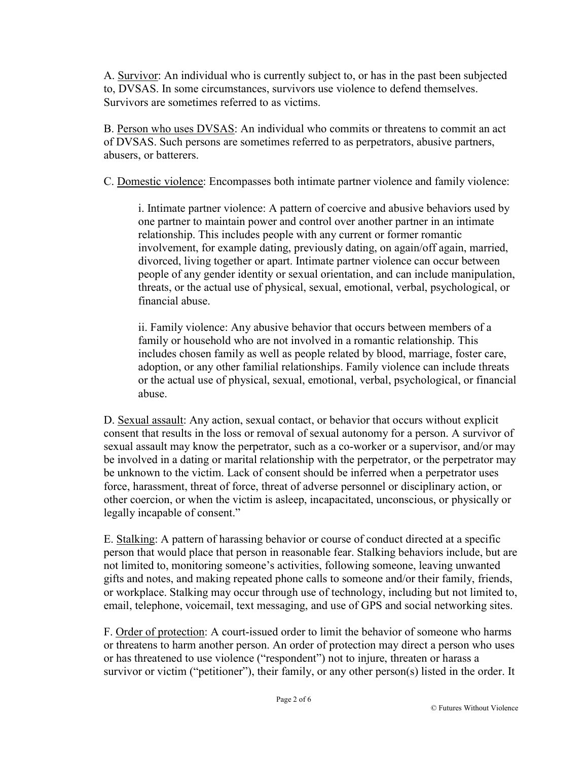A. Survivor: An individual who is currently subject to, or has in the past been subjected to, DVSAS. In some circumstances, survivors use violence to defend themselves. Survivors are sometimes referred to as victims.

B. Person who uses DVSAS: An individual who commits or threatens to commit an act of DVSAS. Such persons are sometimes referred to as perpetrators, abusive partners, abusers, or batterers.

C. Domestic violence: Encompasses both intimate partner violence and family violence:

> i. Intimate partner violence: A pattern of coercive and abusive behaviors used by one partner to maintain power and control over another partner in an intimate relationship. This includes people with any current or former romantic involvement, for example dating, previously dating, on again/off again, married, divorced, living together or apart. Intimate partner violence can occur between people of any gender identity or sexual orientation, and can include manipulation, threats, or the actual use of physical, sexual, emotional, verbal, psychological, or financial abuse.
>
> ii. Family violence: Any abusive behavior that occurs between members of a family or household who are not involved in a romantic relationship. This includes chosen family as well as people related by blood, marriage, foster care, adoption, or any other familial relationships. Family violence can include threats or the actual use of physical, sexual, emotional, verbal, psychological, or financial abuse.

D. Sexual assault: Any action, sexual contact, or behavior that occurs without explicit consent that results in the loss or removal of sexual autonomy for a person. A survivor of sexual assault may know the perpetrator, such as a co-worker or a supervisor, and/or may be involved in a dating or marital relationship with the perpetrator, or the perpetrator may be unknown to the victim. Lack of consent should be inferred when a perpetrator uses force, harassment, threat of force, threat of adverse personnel or disciplinary action, or other coercion, or when the victim is asleep, incapacitated, unconscious, or physically or legally incapable of consent."

E. Stalking: A pattern of harassing behavior or course of conduct directed at a specific person that would place that person in reasonable fear. Stalking behaviors include, but are not limited to, monitoring someone's activities, following someone, leaving unwanted gifts and notes, and making repeated phone calls to someone and/or their family, friends, or workplace. Stalking may occur through use of technology, including but not limited to, email, telephone, voicemail, text messaging, and use of GPS and social networking sites.

F. Order of protection: A court-issued order to limit the behavior of someone who harms or threatens to harm another person. An order of protection may direct a person who uses or has threatened to use violence ("respondent") not to injure, threaten or harass a survivor or victim ("petitioner"), their family, or any other person(s) listed in the order. It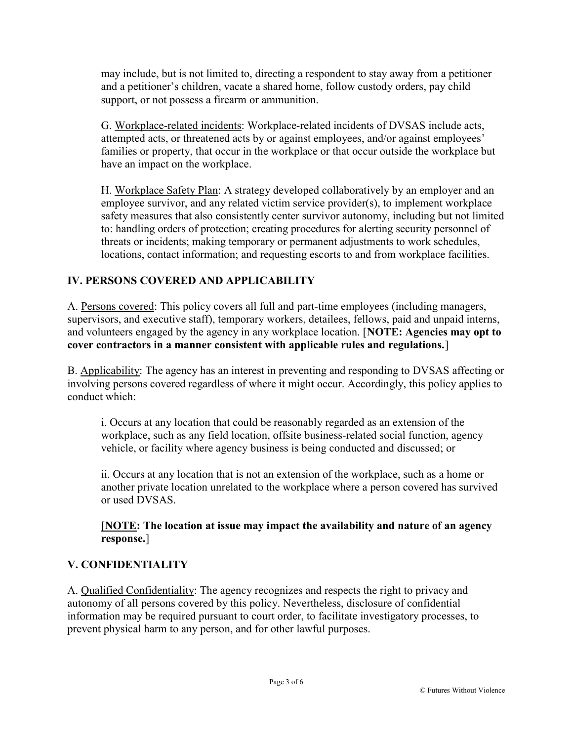may include, but is not limited to, directing a respondent to stay away from a petitioner and a petitioner's children, vacate a shared home, follow custody orders, pay child support, or not possess a firearm or ammunition.

G. Workplace-related incidents: Workplace-related incidents of DVSAS include acts, attempted acts, or threatened acts by or against employees, and/or against employees' families or property, that occur in the workplace or that occur outside the workplace but have an impact on the workplace.

H. Workplace Safety Plan: A strategy developed collaboratively by an employer and an employee survivor, and any related victim service provider(s), to implement workplace safety measures that also consistently center survivor autonomy, including but not limited to: handling orders of protection; creating procedures for alerting security personnel of threats or incidents; making temporary or permanent adjustments to work schedules, locations, contact information; and requesting escorts to and from workplace facilities.

## IV. PERSONS COVERED AND APPLICABILITY

A. Persons covered: This policy covers all full and part-time employees (including managers, supervisors, and executive staff), temporary workers, detailees, fellows, paid and unpaid interns, and volunteers engaged by the agency in any workplace location. [**NOTE: Agencies may opt to cover contractors in a manner consistent with applicable rules and regulations.**]

B. Applicability: The agency has an interest in preventing and responding to DVSAS affecting or involving persons covered regardless of where it might occur. Accordingly, this policy applies to conduct which:

i. Occurs at any location that could be reasonably regarded as an extension of the workplace, such as any field location, offsite business-related social function, agency vehicle, or facility where agency business is being conducted and discussed; or

ii. Occurs at any location that is not an extension of the workplace, such as a home or another private location unrelated to the workplace where a person covered has survived or used DVSAS.

[**NOTE: The location at issue may impact the availability and nature of an agency response.**]

## V. CONFIDENTIALITY

A. Qualified Confidentiality: The agency recognizes and respects the right to privacy and autonomy of all persons covered by this policy. Nevertheless, disclosure of confidential information may be required pursuant to court order, to facilitate investigatory processes, to prevent physical harm to any person, and for other lawful purposes.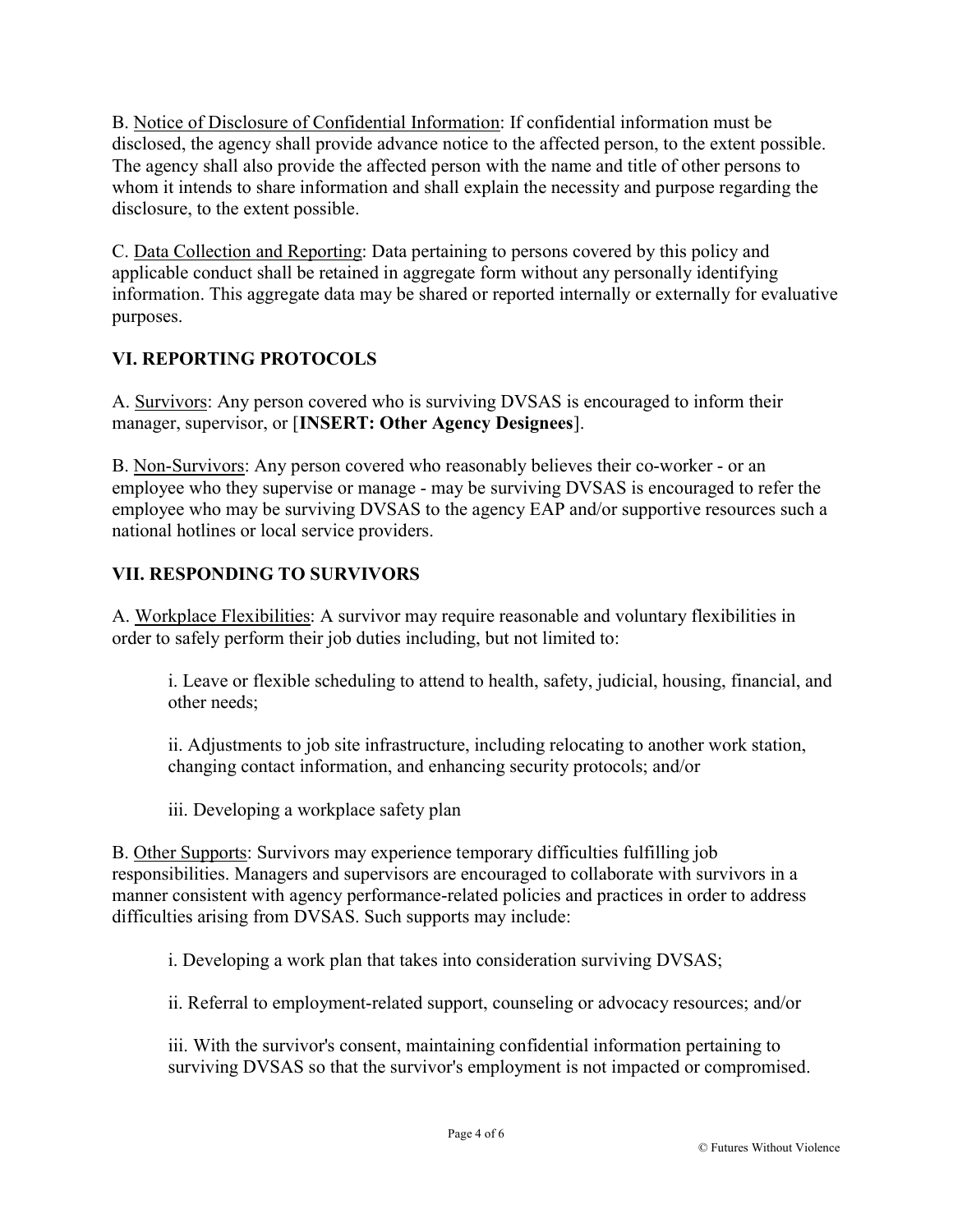B. <u>Notice of Disclosure of Confidential Information</u>: If confidential information must be disclosed, the agency shall provide advance notice to the affected person, to the extent possible. The agency shall also provide the affected person with the name and title of other persons to whom it intends to share information and shall explain the necessity and purpose regarding the disclosure, to the extent possible.

C. <u>Data Collection and Reporting</u>: Data pertaining to persons covered by this policy and applicable conduct shall be retained in aggregate form without any personally identifying information. This aggregate data may be shared or reported internally or externally for evaluative purposes.

## VI. REPORTING PROTOCOLS

A. <u>Survivors</u>: Any person covered who is surviving DVSAS is encouraged to inform their manager, supervisor, or [**INSERT: Other Agency Designees**].

B. <u>Non-Survivors</u>: Any person covered who reasonably believes their co-worker - or an employee who they supervise or manage - may be surviving DVSAS is encouraged to refer the employee who may be surviving DVSAS to the agency EAP and/or supportive resources such a national hotlines or local service providers.

## VII. RESPONDING TO SURVIVORS

A. <u>Workplace Flexibilities</u>: A survivor may require reasonable and voluntary flexibilities in order to safely perform their job duties including, but not limited to:

> i. Leave or flexible scheduling to attend to health, safety, judicial, housing, financial, and other needs;
>
> ii. Adjustments to job site infrastructure, including relocating to another work station, changing contact information, and enhancing security protocols; and/or
>
> iii. Developing a workplace safety plan

B. <u>Other Supports</u>: Survivors may experience temporary difficulties fulfilling job responsibilities. Managers and supervisors are encouraged to collaborate with survivors in a manner consistent with agency performance-related policies and practices in order to address difficulties arising from DVSAS. Such supports may include:

> i. Developing a work plan that takes into consideration surviving DVSAS;
>
> ii. Referral to employment-related support, counseling or advocacy resources; and/or
>
> iii. With the survivor's consent, maintaining confidential information pertaining to surviving DVSAS so that the survivor's employment is not impacted or compromised.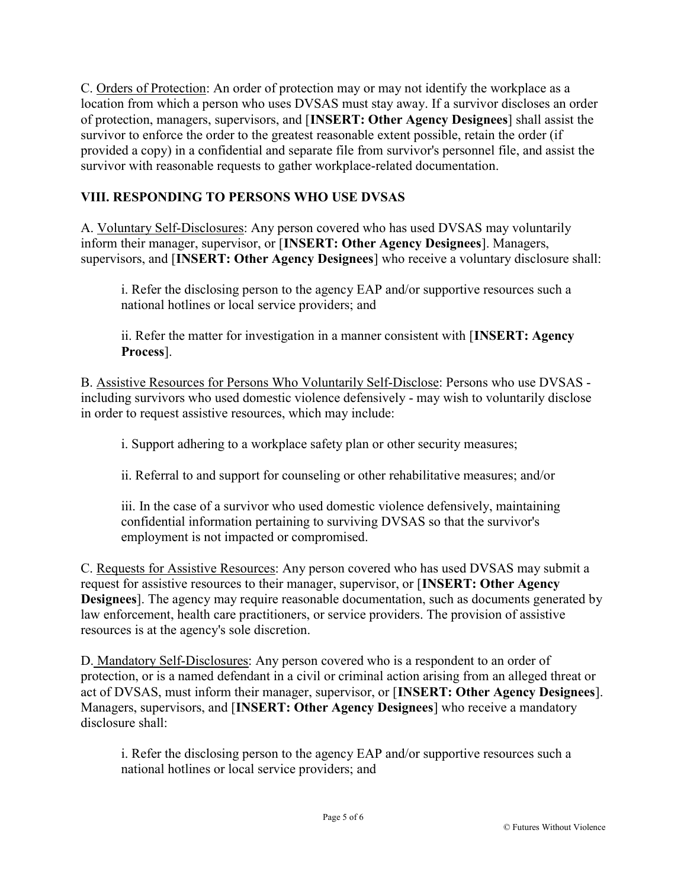C. <u>Orders of Protection</u>: An order of protection may or may not identify the workplace as a location from which a person who uses DVSAS must stay away. If a survivor discloses an order of protection, managers, supervisors, and [**INSERT: Other Agency Designees**] shall assist the survivor to enforce the order to the greatest reasonable extent possible, retain the order (if provided a copy) in a confidential and separate file from survivor's personnel file, and assist the survivor with reasonable requests to gather workplace-related documentation.

## VIII. RESPONDING TO PERSONS WHO USE DVSAS

A. <u>Voluntary Self-Disclosures</u>: Any person covered who has used DVSAS may voluntarily inform their manager, supervisor, or [**INSERT: Other Agency Designees**]. Managers, supervisors, and [**INSERT: Other Agency Designees**] who receive a voluntary disclosure shall:

> i. Refer the disclosing person to the agency EAP and/or supportive resources such a national hotlines or local service providers; and
>
> ii. Refer the matter for investigation in a manner consistent with [**INSERT: Agency Process**].

B. <u>Assistive Resources for Persons Who Voluntarily Self-Disclose</u>: Persons who use DVSAS - including survivors who used domestic violence defensively - may wish to voluntarily disclose in order to request assistive resources, which may include:

> i. Support adhering to a workplace safety plan or other security measures;
>
> ii. Referral to and support for counseling or other rehabilitative measures; and/or
>
> iii. In the case of a survivor who used domestic violence defensively, maintaining confidential information pertaining to surviving DVSAS so that the survivor's employment is not impacted or compromised.

C. <u>Requests for Assistive Resources</u>: Any person covered who has used DVSAS may submit a request for assistive resources to their manager, supervisor, or [**INSERT: Other Agency Designees**]. The agency may require reasonable documentation, such as documents generated by law enforcement, health care practitioners, or service providers. The provision of assistive resources is at the agency's sole discretion.

D. <u>Mandatory Self-Disclosures</u>: Any person covered who is a respondent to an order of protection, or is a named defendant in a civil or criminal action arising from an alleged threat or act of DVSAS, must inform their manager, supervisor, or [**INSERT: Other Agency Designees**]. Managers, supervisors, and [**INSERT: Other Agency Designees**] who receive a mandatory disclosure shall:

> i. Refer the disclosing person to the agency EAP and/or supportive resources such a national hotlines or local service providers; and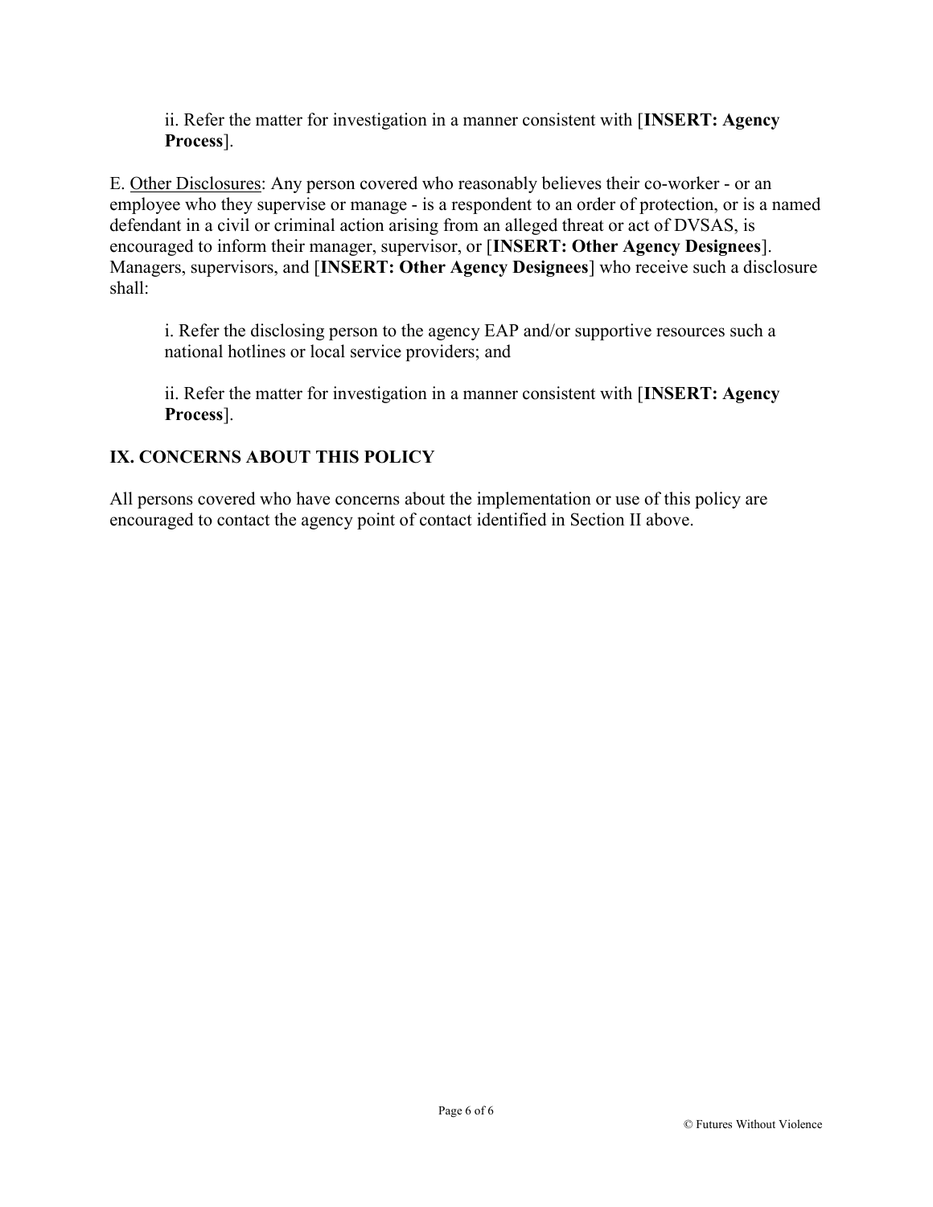ii. Refer the matter for investigation in a manner consistent with [**INSERT: Agency Process**].

E. Other Disclosures: Any person covered who reasonably believes their co-worker - or an employee who they supervise or manage - is a respondent to an order of protection, or is a named defendant in a civil or criminal action arising from an alleged threat or act of DVSAS, is encouraged to inform their manager, supervisor, or [**INSERT: Other Agency Designees**]. Managers, supervisors, and [**INSERT: Other Agency Designees**] who receive such a disclosure shall:

i. Refer the disclosing person to the agency EAP and/or supportive resources such a national hotlines or local service providers; and

ii. Refer the matter for investigation in a manner consistent with [**INSERT: Agency Process**].

## IX. CONCERNS ABOUT THIS POLICY

All persons covered who have concerns about the implementation or use of this policy are encouraged to contact the agency point of contact identified in Section II above.